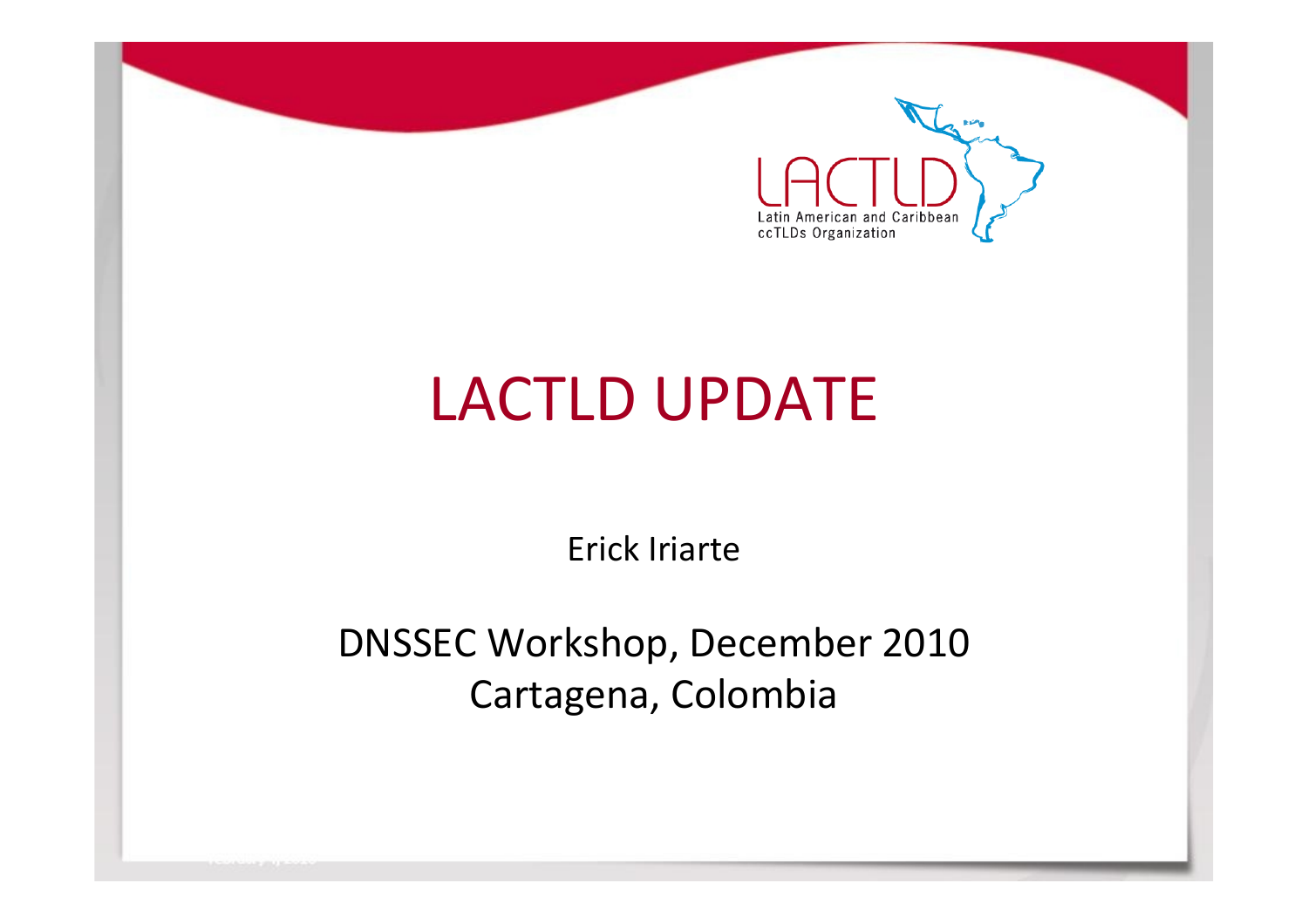LACTLD

Latin American and Caribbean ccTLDs Organization

# LACTLD UPDATE

Erick Iriarte

DNSSEC Workshop, December 2010
Cartagena, Colombia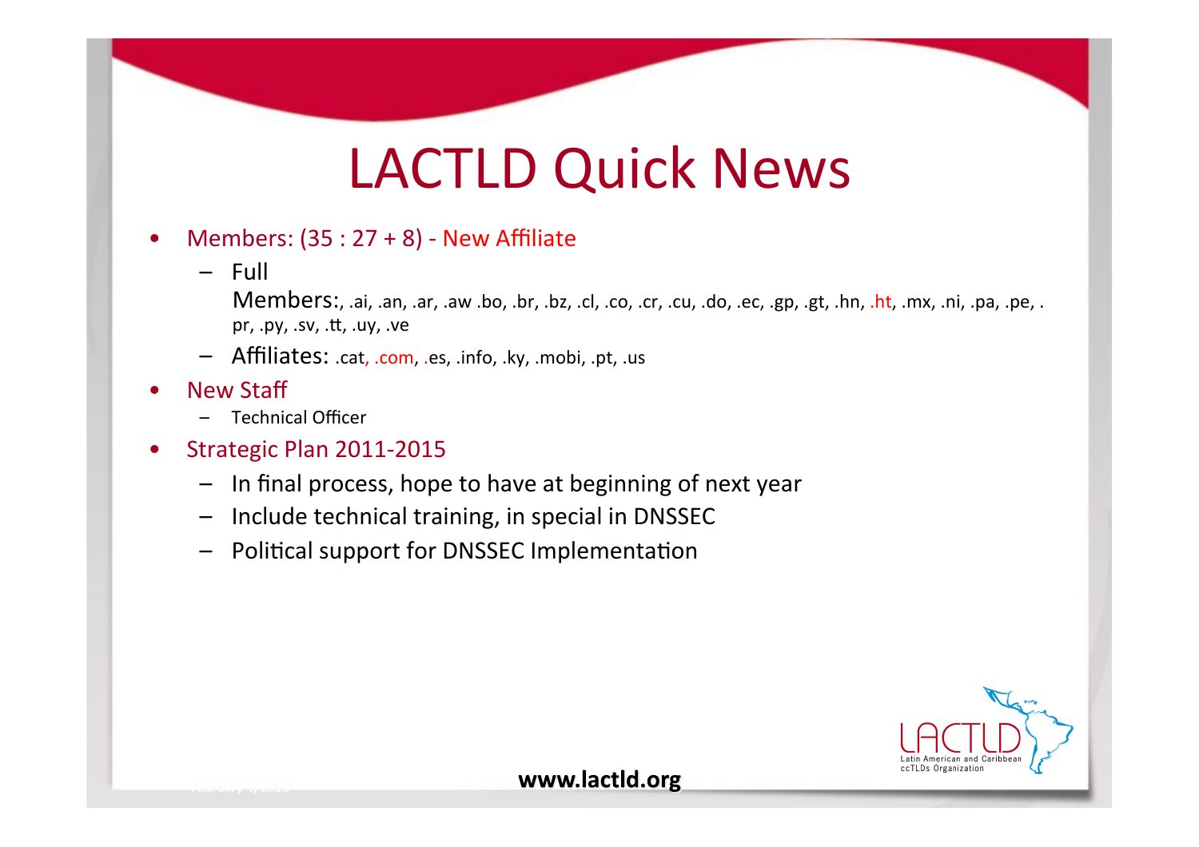# LACTLD Quick News

- Members: (35 : 27 + 8) - New Affiliate
  - Full Members:, .ai, .an, .ar, .aw .bo, .br, .bz, .cl, .co, .cr, .cu, .do, .ec, .gp, .gt, .hn, .ht, .mx, .ni, .pa, .pe, .pr, .py, .sv, .tt, .uy, .ve
  - Affiliates: .cat, .com, .es, .info, .ky, .mobi, .pt, .us
- New Staff
  - Technical Officer
- Strategic Plan 2011-2015
  - In final process, hope to have at beginning of next year
  - Include technical training, in special in DNSSEC
  - Political support for DNSSEC Implementation

www.lactld.org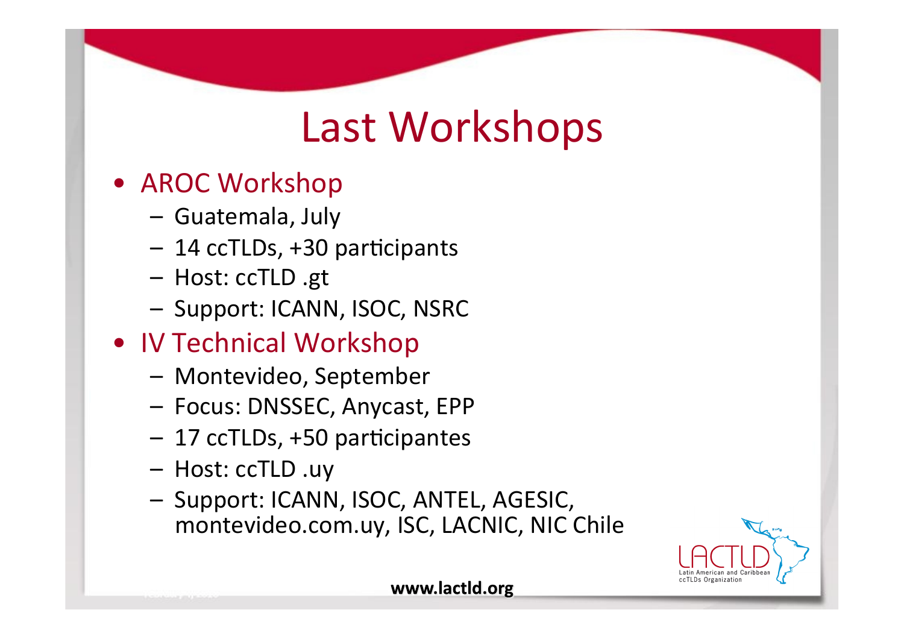# Last Workshops

- AROC Workshop
  - Guatemala, July
  - 14 ccTLDs, +30 participants
  - Host: ccTLD .gt
  - Support: ICANN, ISOC, NSRC
- IV Technical Workshop
  - Montevideo, September
  - Focus: DNSSEC, Anycast, EPP
  - 17 ccTLDs, +50 participantes
  - Host: ccTLD .uy
  - Support: ICANN, ISOC, ANTEL, AGESIC, montevideo.com.uy, ISC, LACNIC, NIC Chile

LACTLD
Latin American and Caribbean ccTLDs Organization

**www.lactld.org**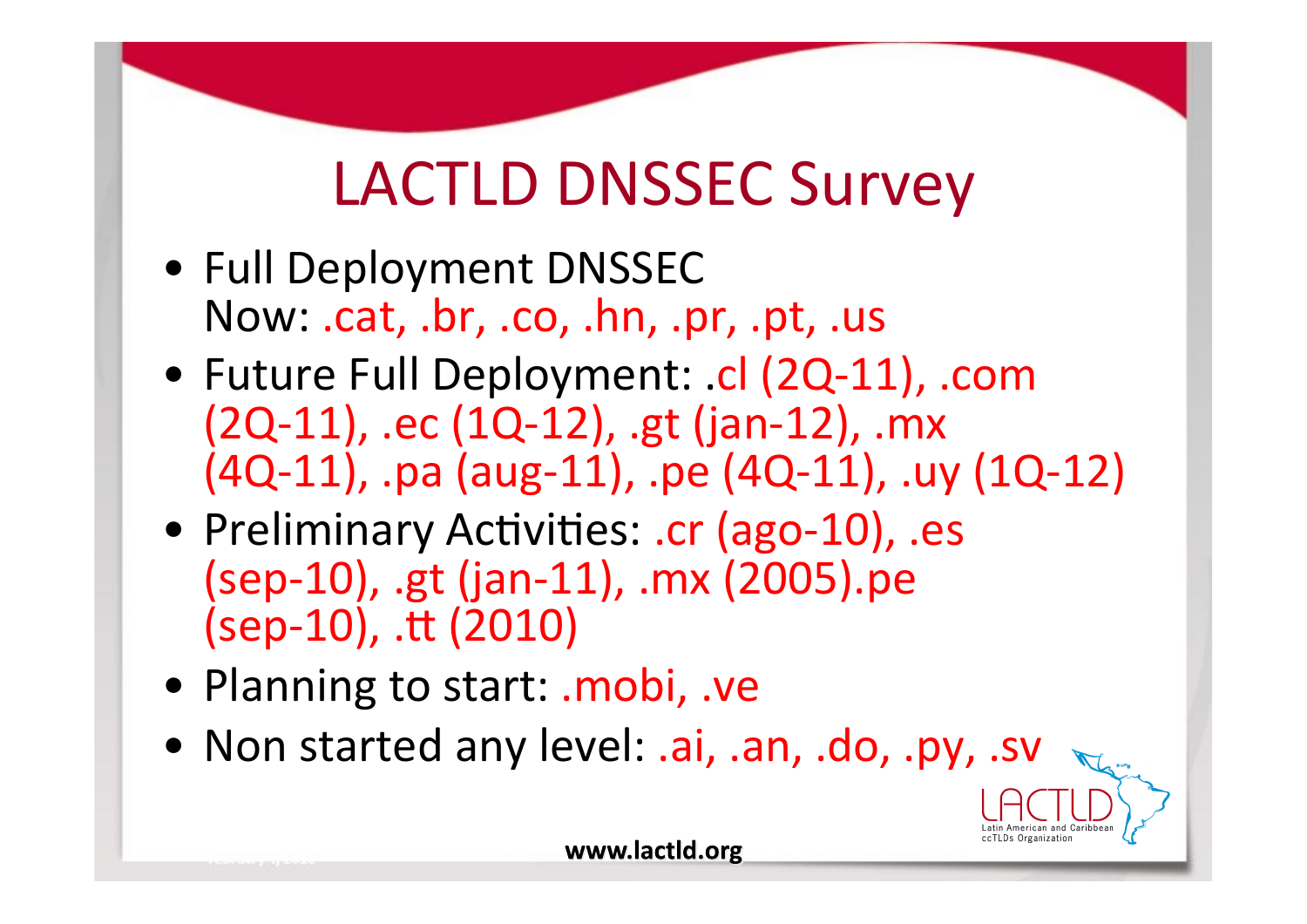# LACTLD DNSSEC Survey

- Full Deployment DNSSEC
  Now: .cat, .br, .co, .hn, .pr, .pt, .us
- Future Full Deployment: .cl (2Q-11), .com (2Q-11), .ec (1Q-12), .gt (jan-12), .mx (4Q-11), .pa (aug-11), .pe (4Q-11), .uy (1Q-12)
- Preliminary Activities: .cr (ago-10), .es (sep-10), .gt (jan-11), .mx (2005).pe (sep-10), .tt (2010)
- Planning to start: .mobi, .ve
- Non started any level: .ai, .an, .do, .py, .sv

www.lactld.org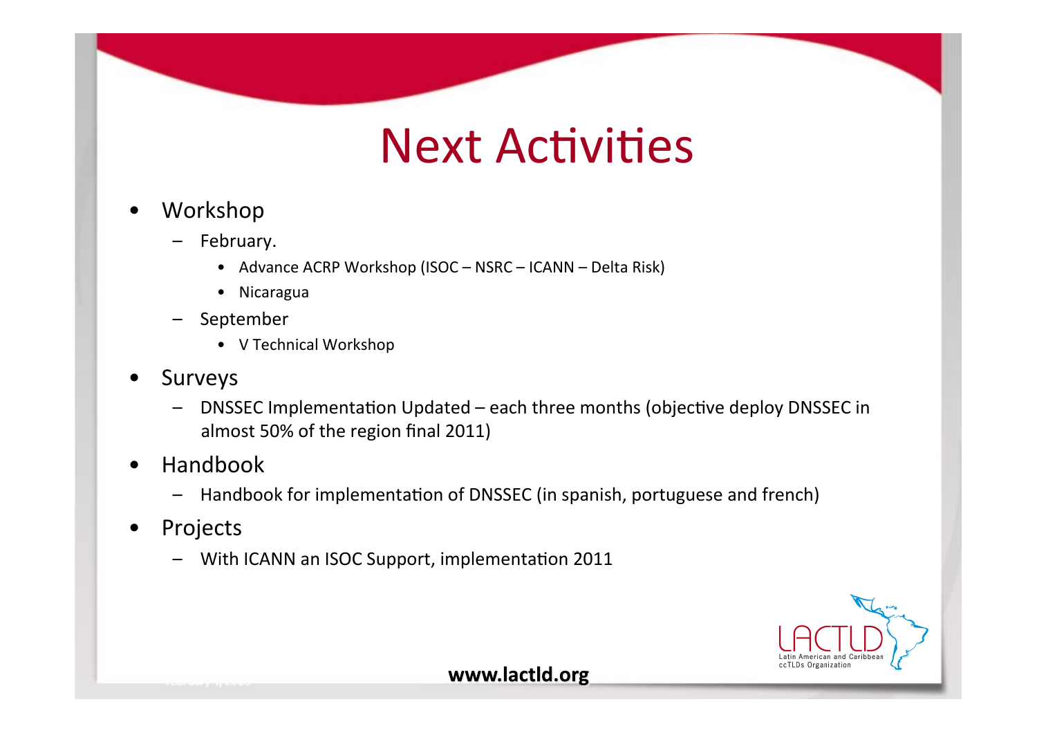# Next Activities

- Workshop
  - February.
    - Advance ACRP Workshop (ISOC – NSRC – ICANN – Delta Risk)
    - Nicaragua
  - September
    - V Technical Workshop
- Surveys
  - DNSSEC Implementation Updated – each three months (objective deploy DNSSEC in almost 50% of the region final 2011)
- Handbook
  - Handbook for implementation of DNSSEC (in spanish, portuguese and french)
- Projects
  - With ICANN an ISOC Support, implementation 2011

www.lactld.org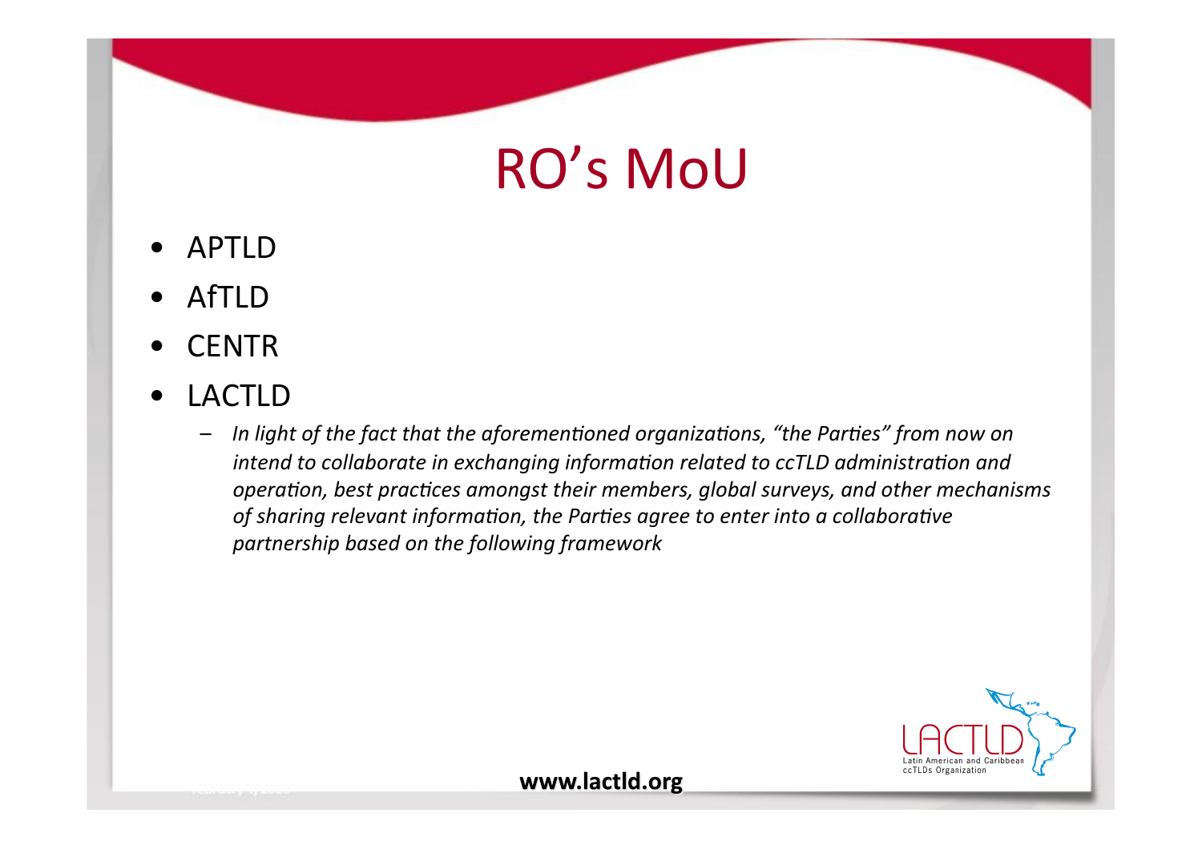# RO's MoU

- APTLD
- AfTLD
- CENTR
- LACTLD
  - *In light of the fact that the aforementioned organizations, "the Parties" from now on intend to collaborate in exchanging information related to ccTLD administration and operation, best practices amongst their members, global surveys, and other mechanisms of sharing relevant information, the Parties agree to enter into a collaborative partnership based on the following framework*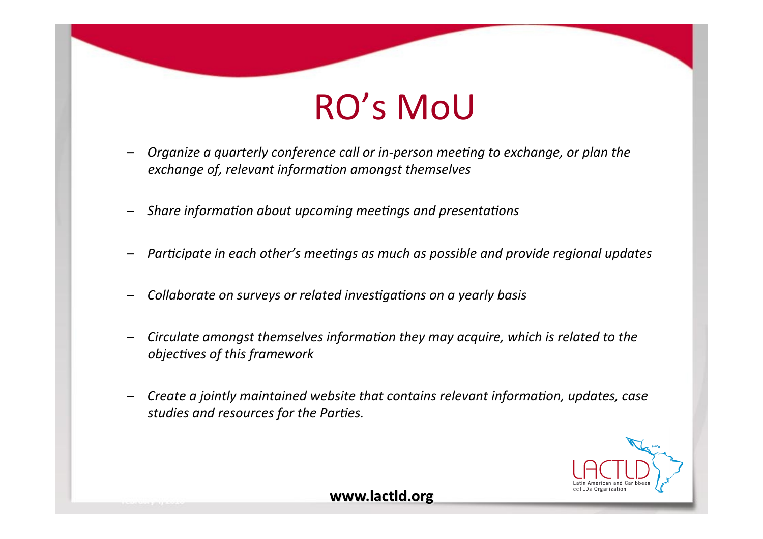# RO's MoU

- *Organize a quarterly conference call or in-person meeting to exchange, or plan the exchange of, relevant information amongst themselves*
- *Share information about upcoming meetings and presentations*
- *Participate in each other's meetings as much as possible and provide regional updates*
- *Collaborate on surveys or related investigations on a yearly basis*
- *Circulate amongst themselves information they may acquire, which is related to the objectives of this framework*
- *Create a jointly maintained website that contains relevant information, updates, case studies and resources for the Parties.*

LACTLD
Latin American and Caribbean ccTLDs Organization

**www.lactld.org**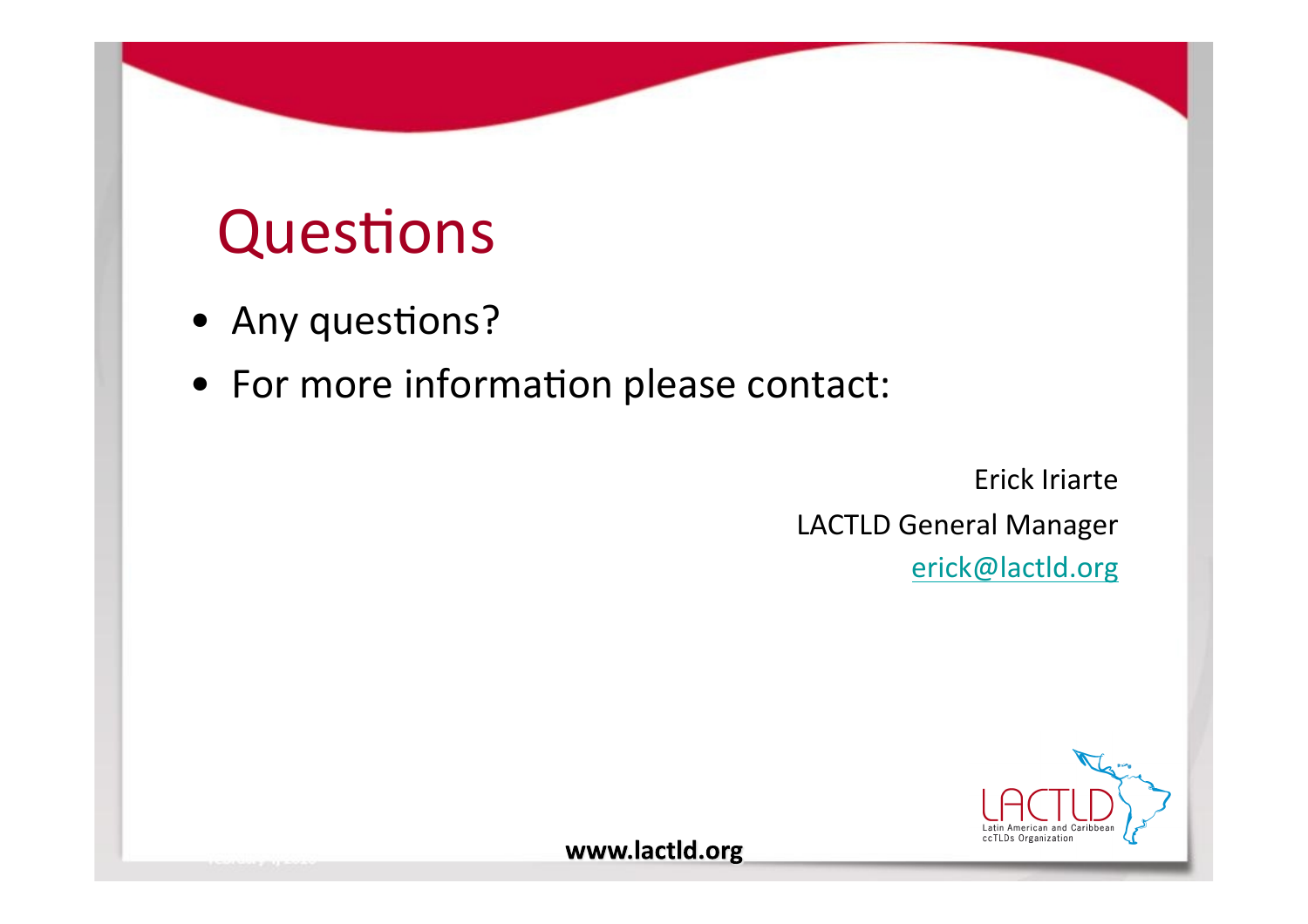# Questions

- Any questions?
- For more information please contact:

Erick Iriarte

LACTLD General Manager

erick@lactld.org

LACTLD
Latin American and Caribbean ccTLDs Organization

www.lactld.org